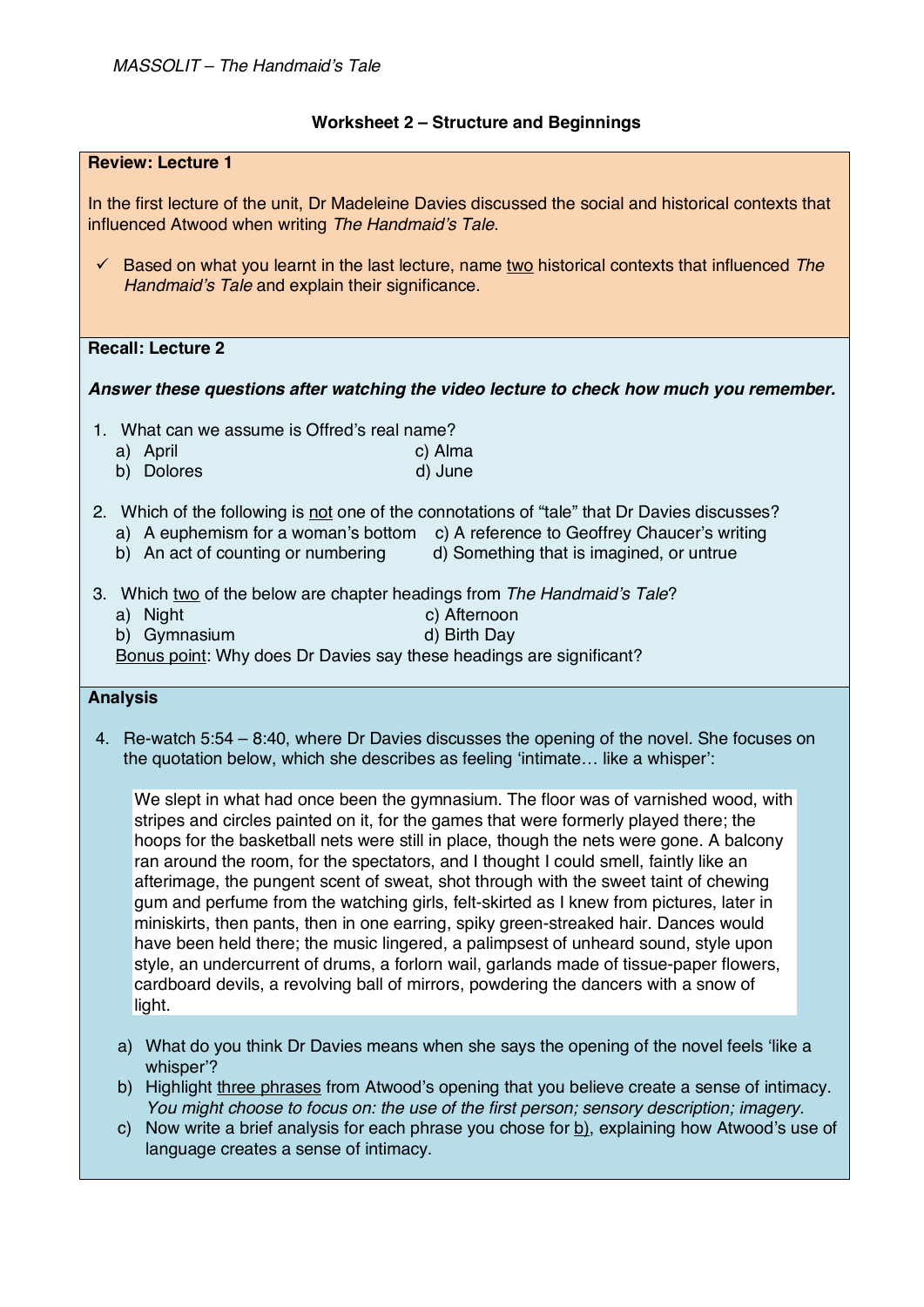*MASSOLIT – The Handmaid's Tale*

## Worksheet 2 – Structure and Beginnings

### Review: Lecture 1

In the first lecture of the unit, Dr Madeleine Davies discussed the social and historical contexts that influenced Atwood when writing *The Handmaid's Tale*.

- ✓ Based on what you learnt in the last lecture, name <u>two</u> historical contexts that influenced *The Handmaid's Tale* and explain their significance.

### Recall: Lecture 2

***Answer these questions after watching the video lecture to check how much you remember.***

1. What can we assume is Offred's real name?
   - a) April
   - b) Dolores
   - c) Alma
   - d) June

2. Which of the following is <u>not</u> one of the connotations of "tale" that Dr Davies discusses?
   - a) A euphemism for a woman's bottom
   - b) An act of counting or numbering
   - c) A reference to Geoffrey Chaucer's writing
   - d) Something that is imagined, or untrue

3. Which <u>two</u> of the below are chapter headings from *The Handmaid's Tale*?
   - a) Night
   - b) Gymnasium
   - c) Afternoon
   - d) Birth Day

   <u>Bonus point</u>: Why does Dr Davies say these headings are significant?

### Analysis

4. Re-watch 5:54 – 8:40, where Dr Davies discusses the opening of the novel. She focuses on the quotation below, which she describes as feeling 'intimate… like a whisper':

   > We slept in what had once been the gymnasium. The floor was of varnished wood, with stripes and circles painted on it, for the games that were formerly played there; the hoops for the basketball nets were still in place, though the nets were gone. A balcony ran around the room, for the spectators, and I thought I could smell, faintly like an afterimage, the pungent scent of sweat, shot through with the sweet taint of chewing gum and perfume from the watching girls, felt-skirted as I knew from pictures, later in miniskirts, then pants, then in one earring, spiky green-streaked hair. Dances would have been held there; the music lingered, a palimpsest of unheard sound, style upon style, an undercurrent of drums, a forlorn wail, garlands made of tissue-paper flowers, cardboard devils, a revolving ball of mirrors, powdering the dancers with a snow of light.

   - a) What do you think Dr Davies means when she says the opening of the novel feels 'like a whisper'?
   - b) Highlight <u>three phrases</u> from Atwood's opening that you believe create a sense of intimacy. *You might choose to focus on: the use of the first person; sensory description; imagery.*
   - c) Now write a brief analysis for each phrase you chose for <u>b)</u>, explaining how Atwood's use of language creates a sense of intimacy.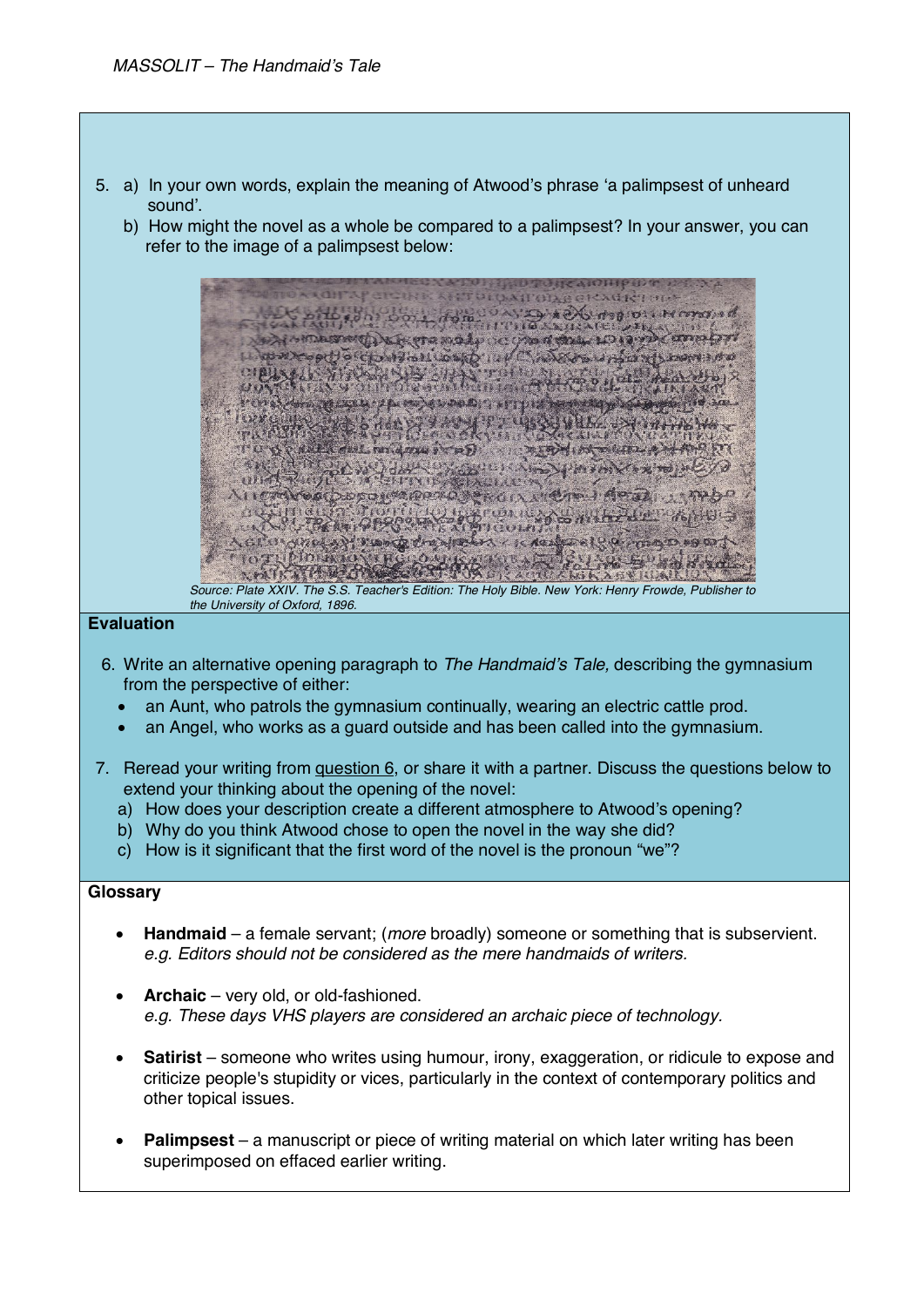5. a) In your own words, explain the meaning of Atwood's phrase 'a palimpsest of unheard sound'.
   b) How might the novel as a whole be compared to a palimpsest? In your answer, you can refer to the image of a palimpsest below:

*Source: Plate XXIV. The S.S. Teacher's Edition: The Holy Bible. New York: Henry Frowde, Publisher to the University of Oxford, 1896.*

## Evaluation

6. Write an alternative opening paragraph to *The Handmaid's Tale,* describing the gymnasium from the perspective of either:
   - an Aunt, who patrols the gymnasium continually, wearing an electric cattle prod.
   - an Angel, who works as a guard outside and has been called into the gymnasium.

7. Reread your writing from question 6, or share it with a partner. Discuss the questions below to extend your thinking about the opening of the novel:
   a) How does your description create a different atmosphere to Atwood's opening?
   b) Why do you think Atwood chose to open the novel in the way she did?
   c) How is it significant that the first word of the novel is the pronoun "we"?

## Glossary

- **Handmaid** – a female servant; (*more* broadly) someone or something that is subservient.
  *e.g. Editors should not be considered as the mere handmaids of writers.*

- **Archaic** – very old, or old-fashioned.
  *e.g. These days VHS players are considered an archaic piece of technology.*

- **Satirist** – someone who writes using humour, irony, exaggeration, or ridicule to expose and criticize people's stupidity or vices, particularly in the context of contemporary politics and other topical issues.

- **Palimpsest** – a manuscript or piece of writing material on which later writing has been superimposed on effaced earlier writing.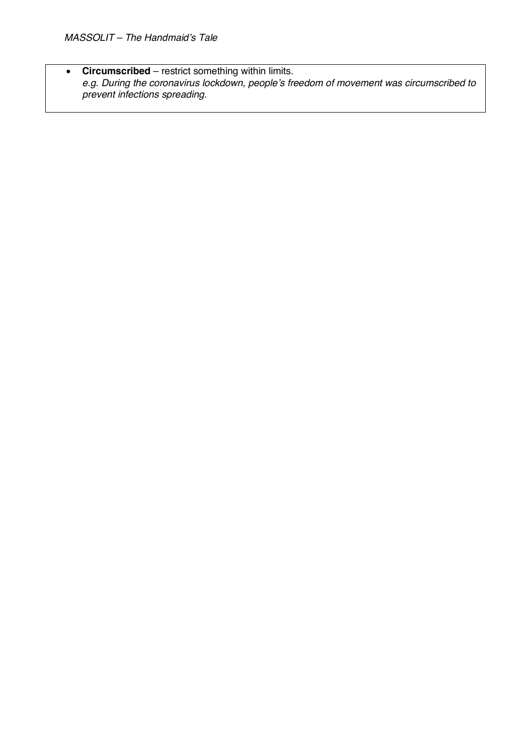- **Circumscribed** – restrict something within limits.
  *e.g. During the coronavirus lockdown, people's freedom of movement was circumscribed to prevent infections spreading.*